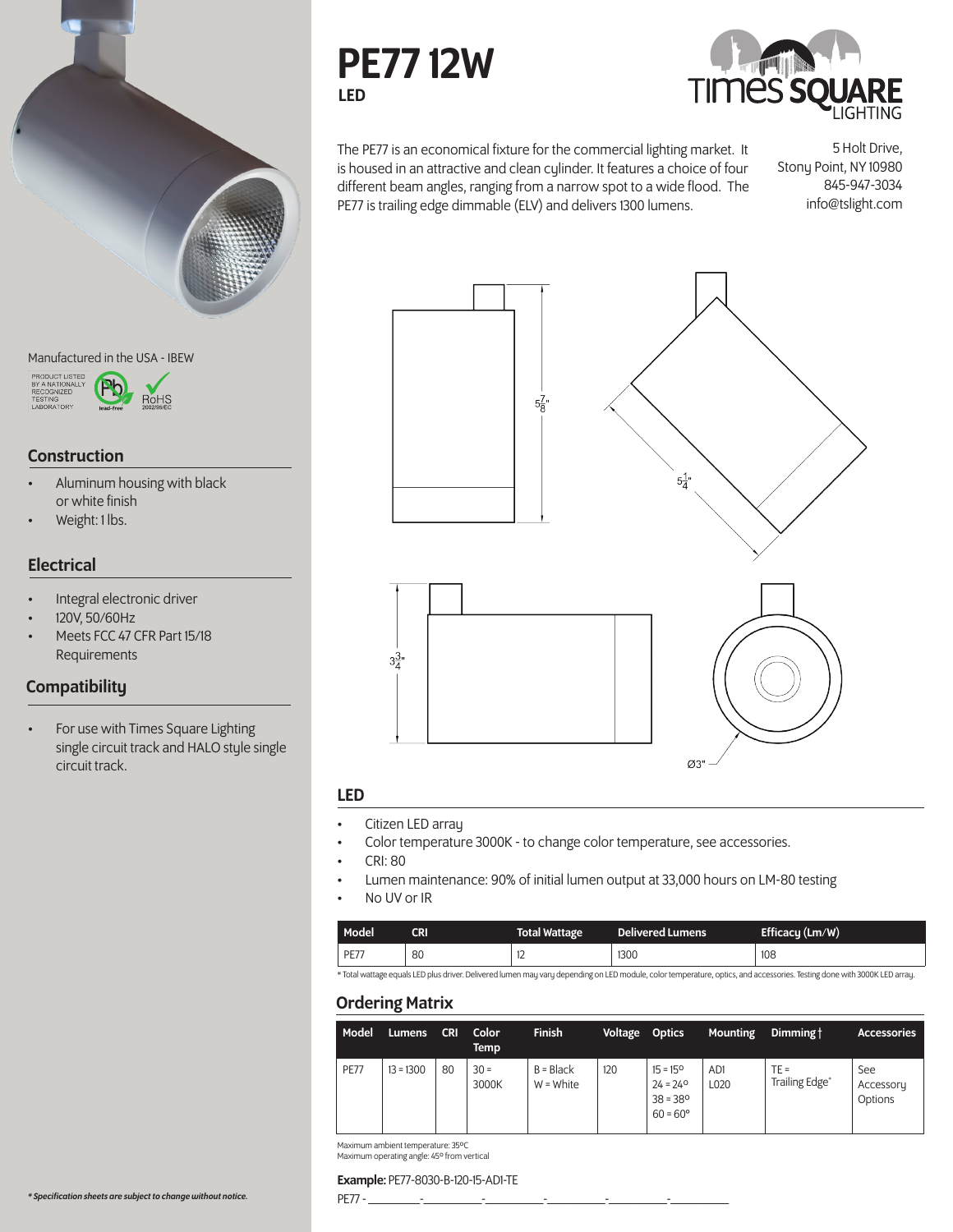# PE77 12W

**LED**

The PE77 is an economical fixture for the commercial lighting market. It is housed in an attractive and clean cylinder. It features a choice of four different beam angles, ranging from a narrow spot to a wide flood. The PE77 is trailing edge dimmable (ELV) and delivers 1300 lumens.

5 Holt Drive,
Stony Point, NY 10980
845-947-3034
info@tslight.com

$5\frac{7}{8}$"

$5\frac{1}{4}$"

$3\frac{3}{4}$"

Ø3"

Manufactured in the USA - IBEW

PRODUCT LISTED BY A NATIONALLY RECOGNIZED TESTING LABORATORY

lead-free

RoHS 2002/95/EC

## Construction

- Aluminum housing with black or white finish
- Weight: 1 lbs.

## Electrical

- Integral electronic driver
- 120V, 50/60Hz
- Meets FCC 47 CFR Part 15/18 Requirements

## Compatibility

- For use with Times Square Lighting single circuit track and HALO style single circuit track.

## LED

- Citizen LED array
- Color temperature 3000K - to change color temperature, see accessories.
- CRI: 80
- Lumen maintenance: 90% of initial lumen output at 33,000 hours on LM-80 testing
- No UV or IR

| Model | CRI | Total Wattage | Delivered Lumens | Efficacy (Lm/W) |
|---|---|---|---|---|
| PE77 | 80 | 12 | 1300 | 108 |

* Total wattage equals LED plus driver. Delivered lumen may vary depending on LED module, color temperature, optics, and accessories. Testing done with 3000K LED array.

## Ordering Matrix

| Model | Lumens | CRI | Color Temp | Finish | Voltage | Optics | Mounting | Dimming † | Accessories |
|---|---|---|---|---|---|---|---|---|---|
| PE77 | 13 = 1300 | 80 | 30 = 3000K | B = Black<br>W = White | 120 | 15 = 15º<br>24 = 24º<br>38 = 38º<br>60 = 60º | AD1<br>L020 | TE = Trailing Edge* | See Accessory Options |

Maximum ambient temperature: 35ºC
Maximum operating angle: 45º from vertical

**Example:** PE77-8030-B-120-15-AD1-TE

PE77 - ________-________-________-________-________-________

*\* Specification sheets are subject to change without notice.*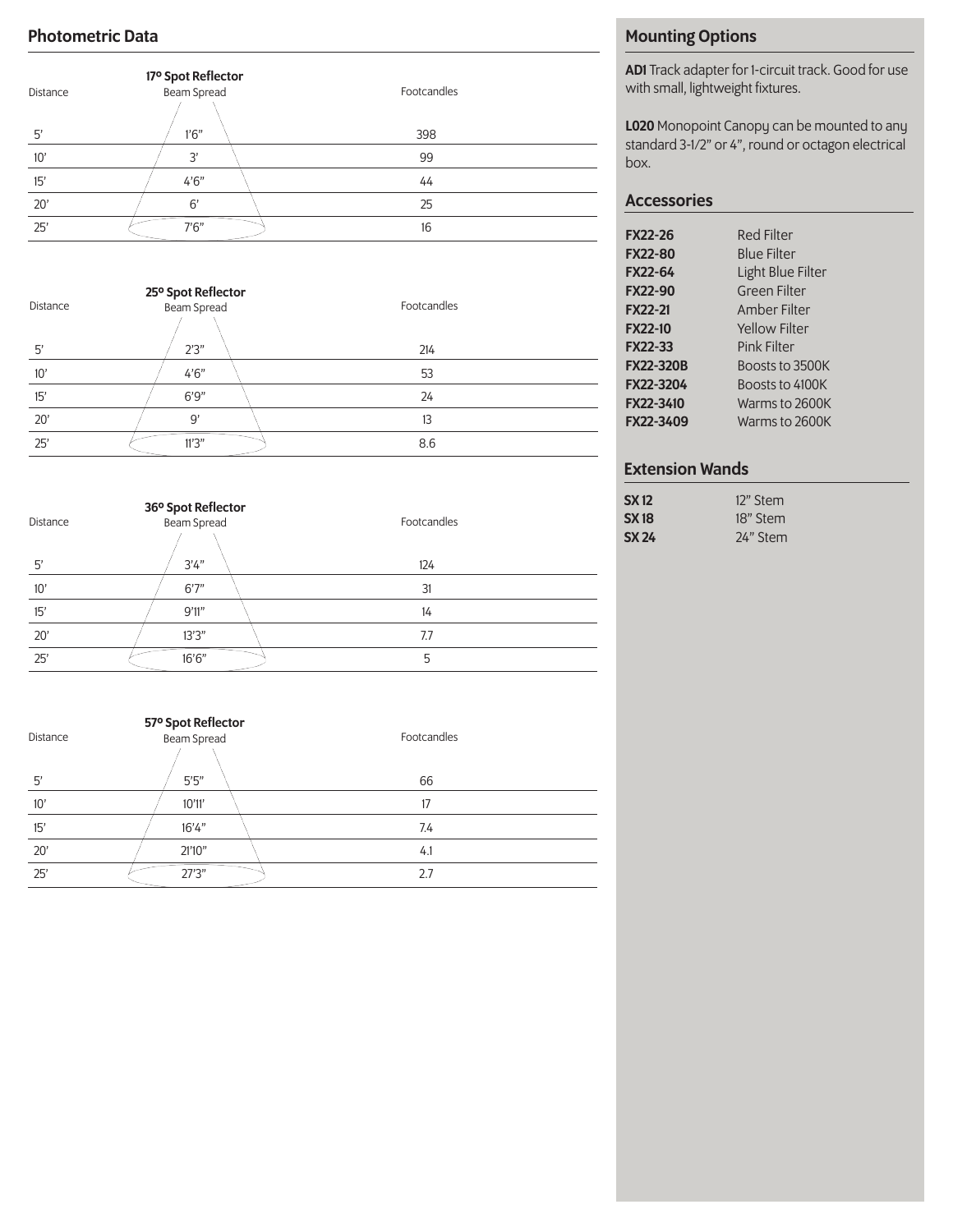## Photometric Data

**17º Spot Reflector**

| Distance | Beam Spread | Footcandles |
|---|---|---|
| 5' | 1'6" | 398 |
| 10' | 3' | 99 |
| 15' | 4'6" | 44 |
| 20' | 6' | 25 |
| 25' | 7'6" | 16 |

**25º Spot Reflector**

| Distance | Beam Spread | Footcandles |
|---|---|---|
| 5' | 2'3" | 214 |
| 10' | 4'6" | 53 |
| 15' | 6'9" | 24 |
| 20' | 9' | 13 |
| 25' | 11'3" | 8.6 |

**36º Spot Reflector**

| Distance | Beam Spread | Footcandles |
|---|---|---|
| 5' | 3'4" | 124 |
| 10' | 6'7" | 31 |
| 15' | 9'11" | 14 |
| 20' | 13'3" | 7.7 |
| 25' | 16'6" | 5 |

**57º Spot Reflector**

| Distance | Beam Spread | Footcandles |
|---|---|---|
| 5' | 5'5" | 66 |
| 10' | 10'11' | 17 |
| 15' | 16'4" | 7.4 |
| 20' | 21'10" | 4.1 |
| 25' | 27'3" | 2.7 |

## Mounting Options

**AD1** Track adapter for 1-circuit track. Good for use with small, lightweight fixtures.

**L020** Monopoint Canopy can be mounted to any standard 3-1/2" or 4", round or octagon electrical box.

## Accessories

| | |
|---|---|
| **FX22-26** | Red Filter |
| **FX22-80** | Blue Filter |
| **FX22-64** | Light Blue Filter |
| **FX22-90** | Green Filter |
| **FX22-21** | Amber Filter |
| **FX22-10** | Yellow Filter |
| **FX22-33** | Pink Filter |
| **FX22-320B** | Boosts to 3500K |
| **FX22-3204** | Boosts to 4100K |
| **FX22-3410** | Warms to 2600K |
| **FX22-3409** | Warms to 2600K |

## Extension Wands

| | |
|---|---|
| **SX 12** | 12" Stem |
| **SX 18** | 18" Stem |
| **SX 24** | 24" Stem |